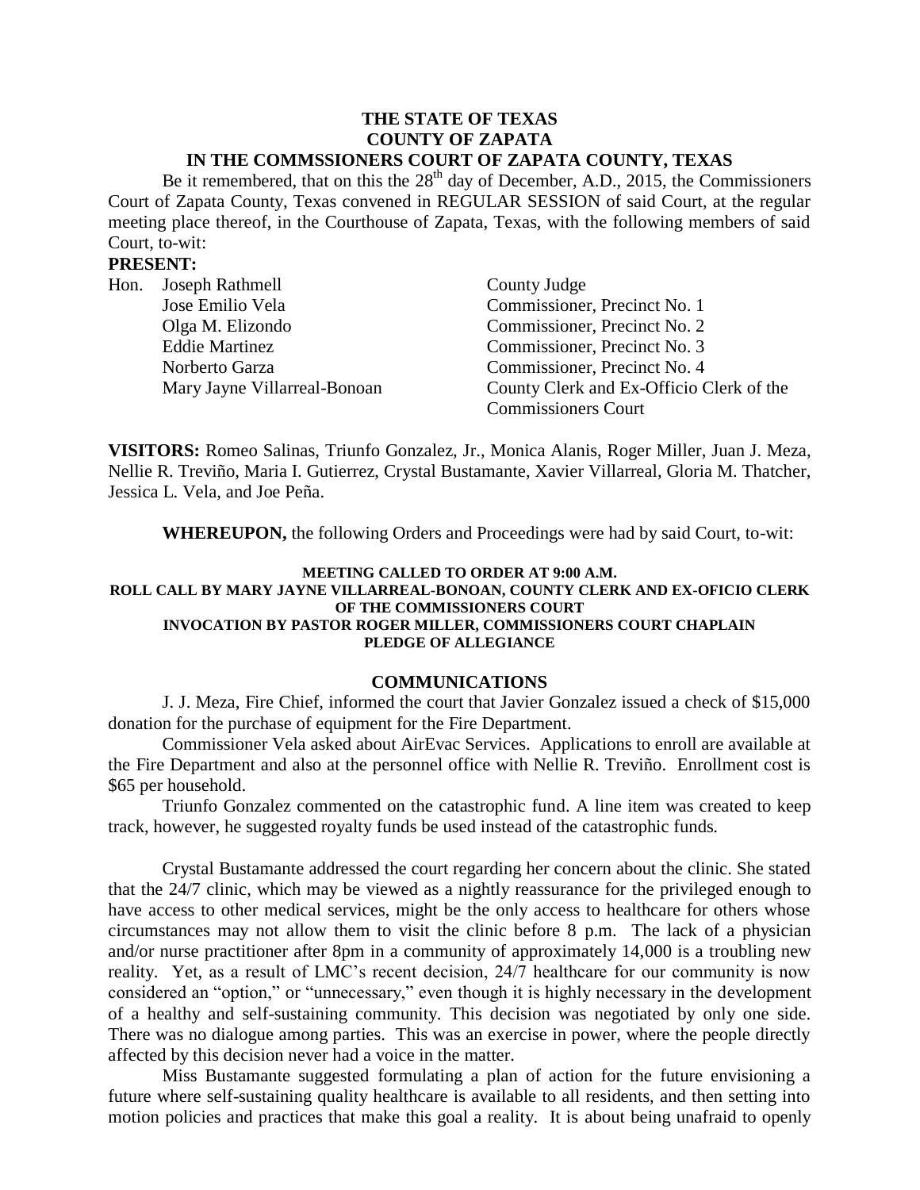**THE STATE OF TEXAS**
**COUNTY OF ZAPATA**
**IN THE COMMSSIONERS COURT OF ZAPATA COUNTY, TEXAS**

Be it remembered, that on this the 28th day of December, A.D., 2015, the Commissioners Court of Zapata County, Texas convened in REGULAR SESSION of said Court, at the regular meeting place thereof, in the Courthouse of Zapata, Texas, with the following members of said Court, to-wit:

**PRESENT:**

| | | |
|---|---|---|
| Hon. | Joseph Rathmell | County Judge |
| | Jose Emilio Vela | Commissioner, Precinct No. 1 |
| | Olga M. Elizondo | Commissioner, Precinct No. 2 |
| | Eddie Martinez | Commissioner, Precinct No. 3 |
| | Norberto Garza | Commissioner, Precinct No. 4 |
| | Mary Jayne Villarreal-Bonoan | County Clerk and Ex-Officio Clerk of the Commissioners Court |

**VISITORS:** Romeo Salinas, Triunfo Gonzalez, Jr., Monica Alanis, Roger Miller, Juan J. Meza, Nellie R. Treviño, Maria I. Gutierrez, Crystal Bustamante, Xavier Villarreal, Gloria M. Thatcher, Jessica L. Vela, and Joe Peña.

**WHEREUPON,** the following Orders and Proceedings were had by said Court, to-wit:

**MEETING CALLED TO ORDER AT 9:00 A.M.**
**ROLL CALL BY MARY JAYNE VILLARREAL-BONOAN, COUNTY CLERK AND EX-OFICIO CLERK OF THE COMMISSIONERS COURT**
**INVOCATION BY PASTOR ROGER MILLER, COMMISSIONERS COURT CHAPLAIN**
**PLEDGE OF ALLEGIANCE**

## COMMUNICATIONS

J. J. Meza, Fire Chief, informed the court that Javier Gonzalez issued a check of $15,000 donation for the purchase of equipment for the Fire Department.

Commissioner Vela asked about AirEvac Services. Applications to enroll are available at the Fire Department and also at the personnel office with Nellie R. Treviño. Enrollment cost is $65 per household.

Triunfo Gonzalez commented on the catastrophic fund. A line item was created to keep track, however, he suggested royalty funds be used instead of the catastrophic funds.

Crystal Bustamante addressed the court regarding her concern about the clinic. She stated that the 24/7 clinic, which may be viewed as a nightly reassurance for the privileged enough to have access to other medical services, might be the only access to healthcare for others whose circumstances may not allow them to visit the clinic before 8 p.m. The lack of a physician and/or nurse practitioner after 8pm in a community of approximately 14,000 is a troubling new reality. Yet, as a result of LMC's recent decision, 24/7 healthcare for our community is now considered an "option," or "unnecessary," even though it is highly necessary in the development of a healthy and self-sustaining community. This decision was negotiated by only one side. There was no dialogue among parties. This was an exercise in power, where the people directly affected by this decision never had a voice in the matter.

Miss Bustamante suggested formulating a plan of action for the future envisioning a future where self-sustaining quality healthcare is available to all residents, and then setting into motion policies and practices that make this goal a reality. It is about being unafraid to openly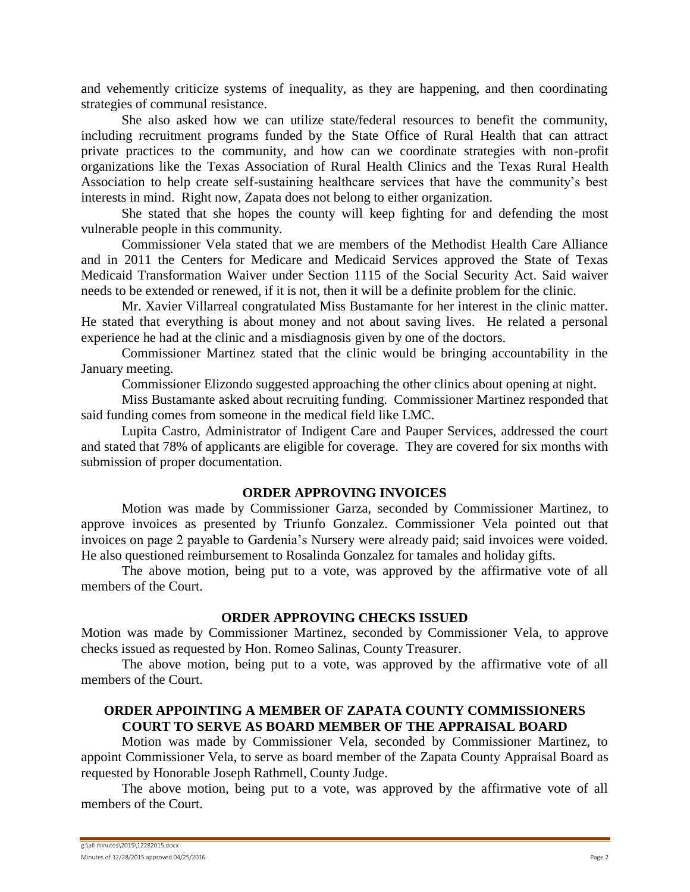and vehemently criticize systems of inequality, as they are happening, and then coordinating strategies of communal resistance.

She also asked how we can utilize state/federal resources to benefit the community, including recruitment programs funded by the State Office of Rural Health that can attract private practices to the community, and how can we coordinate strategies with non-profit organizations like the Texas Association of Rural Health Clinics and the Texas Rural Health Association to help create self-sustaining healthcare services that have the community's best interests in mind. Right now, Zapata does not belong to either organization.

She stated that she hopes the county will keep fighting for and defending the most vulnerable people in this community.

Commissioner Vela stated that we are members of the Methodist Health Care Alliance and in 2011 the Centers for Medicare and Medicaid Services approved the State of Texas Medicaid Transformation Waiver under Section 1115 of the Social Security Act. Said waiver needs to be extended or renewed, if it is not, then it will be a definite problem for the clinic.

Mr. Xavier Villarreal congratulated Miss Bustamante for her interest in the clinic matter. He stated that everything is about money and not about saving lives. He related a personal experience he had at the clinic and a misdiagnosis given by one of the doctors.

Commissioner Martinez stated that the clinic would be bringing accountability in the January meeting.

Commissioner Elizondo suggested approaching the other clinics about opening at night.

Miss Bustamante asked about recruiting funding. Commissioner Martinez responded that said funding comes from someone in the medical field like LMC.

Lupita Castro, Administrator of Indigent Care and Pauper Services, addressed the court and stated that 78% of applicants are eligible for coverage. They are covered for six months with submission of proper documentation.

**ORDER APPROVING INVOICES**

Motion was made by Commissioner Garza, seconded by Commissioner Martinez, to approve invoices as presented by Triunfo Gonzalez. Commissioner Vela pointed out that invoices on page 2 payable to Gardenia's Nursery were already paid; said invoices were voided. He also questioned reimbursement to Rosalinda Gonzalez for tamales and holiday gifts.

The above motion, being put to a vote, was approved by the affirmative vote of all members of the Court.

**ORDER APPROVING CHECKS ISSUED**

Motion was made by Commissioner Martinez, seconded by Commissioner Vela, to approve checks issued as requested by Hon. Romeo Salinas, County Treasurer.

The above motion, being put to a vote, was approved by the affirmative vote of all members of the Court.

**ORDER APPOINTING A MEMBER OF ZAPATA COUNTY COMMISSIONERS COURT TO SERVE AS BOARD MEMBER OF THE APPRAISAL BOARD**

Motion was made by Commissioner Vela, seconded by Commissioner Martinez, to appoint Commissioner Vela, to serve as board member of the Zapata County Appraisal Board as requested by Honorable Joseph Rathmell, County Judge.

The above motion, being put to a vote, was approved by the affirmative vote of all members of the Court.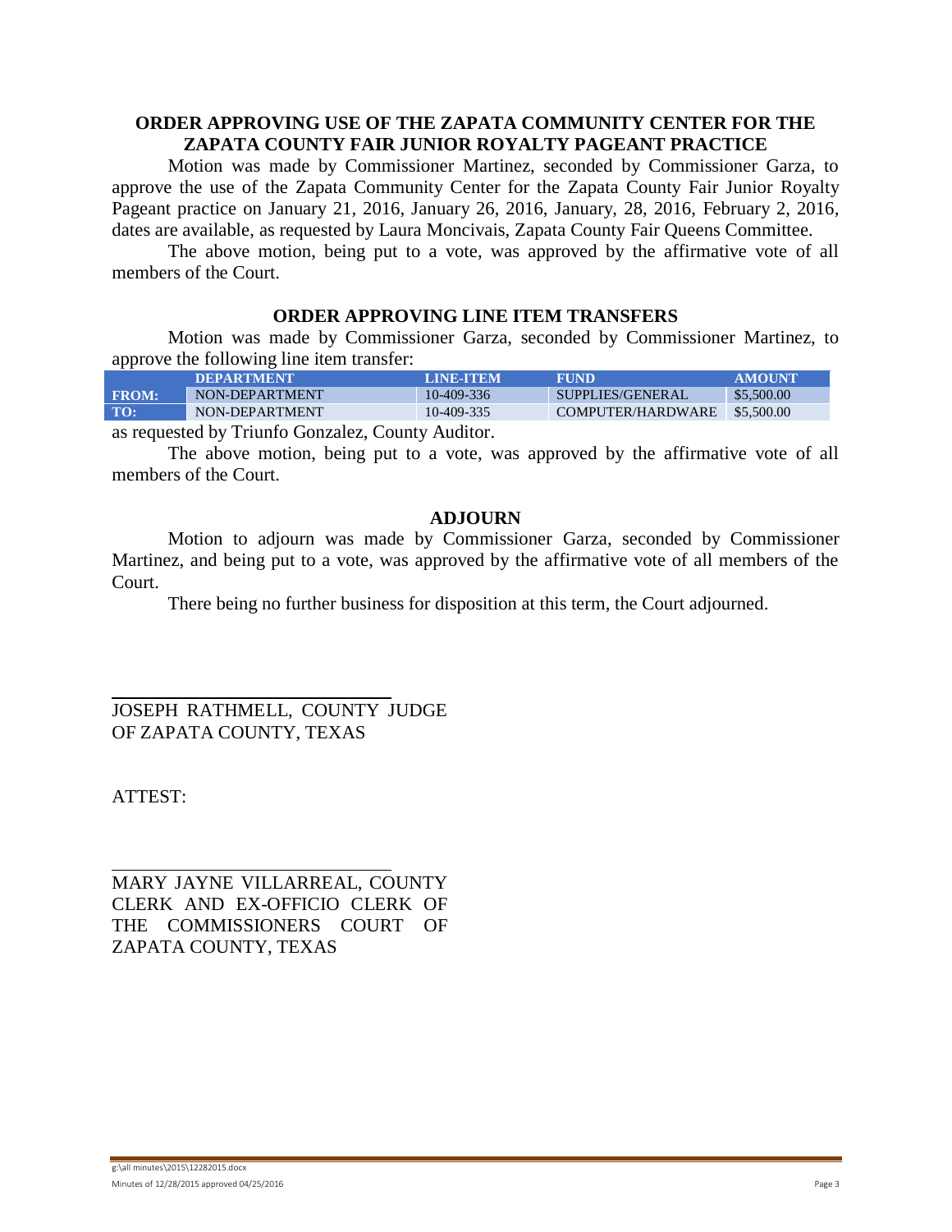**ORDER APPROVING USE OF THE ZAPATA COMMUNITY CENTER FOR THE ZAPATA COUNTY FAIR JUNIOR ROYALTY PAGEANT PRACTICE**

Motion was made by Commissioner Martinez, seconded by Commissioner Garza, to approve the use of the Zapata Community Center for the Zapata County Fair Junior Royalty Pageant practice on January 21, 2016, January 26, 2016, January, 28, 2016, February 2, 2016, dates are available, as requested by Laura Moncivais, Zapata County Fair Queens Committee.

The above motion, being put to a vote, was approved by the affirmative vote of all members of the Court.

**ORDER APPROVING LINE ITEM TRANSFERS**

Motion was made by Commissioner Garza, seconded by Commissioner Martinez, to approve the following line item transfer:

| | DEPARTMENT | LINE-ITEM | FUND | AMOUNT |
|---|---|---|---|---|
| FROM: | NON-DEPARTMENT | 10-409-336 | SUPPLIES/GENERAL | $5,500.00 |
| TO: | NON-DEPARTMENT | 10-409-335 | COMPUTER/HARDWARE | $5,500.00 |

as requested by Triunfo Gonzalez, County Auditor.

The above motion, being put to a vote, was approved by the affirmative vote of all members of the Court.

**ADJOURN**

Motion to adjourn was made by Commissioner Garza, seconded by Commissioner Martinez, and being put to a vote, was approved by the affirmative vote of all members of the Court.

There being no further business for disposition at this term, the Court adjourned.

JOSEPH RATHMELL, COUNTY JUDGE
OF ZAPATA COUNTY, TEXAS

ATTEST:

MARY JAYNE VILLARREAL, COUNTY CLERK AND EX-OFFICIO CLERK OF THE COMMISSIONERS COURT OF ZAPATA COUNTY, TEXAS